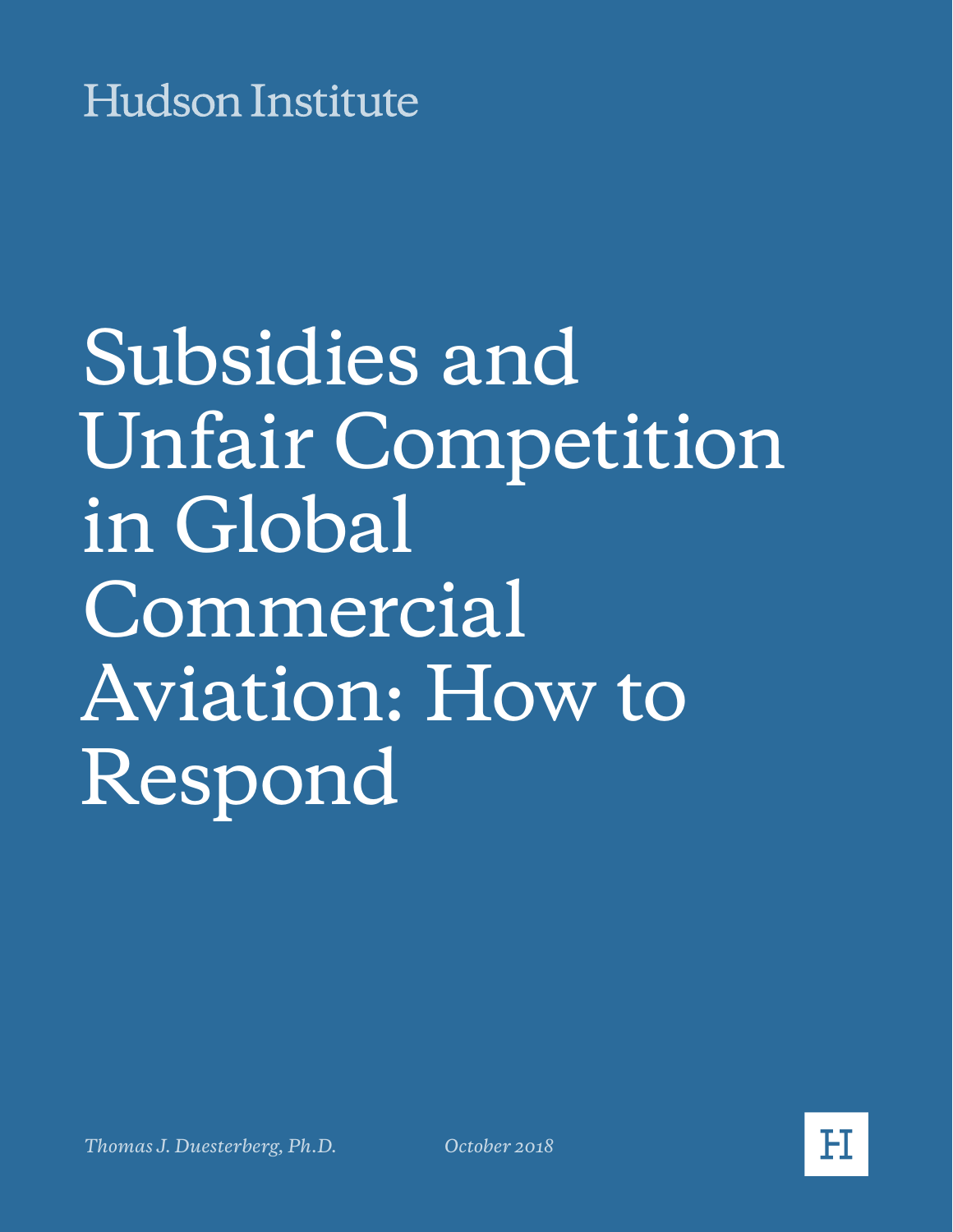Hudson Institute

# Subsidies and Unfair Competition in Global Commercial Aviation: How to Respond

*Thomas J. Duesterberg, Ph.D.*

*October 2018*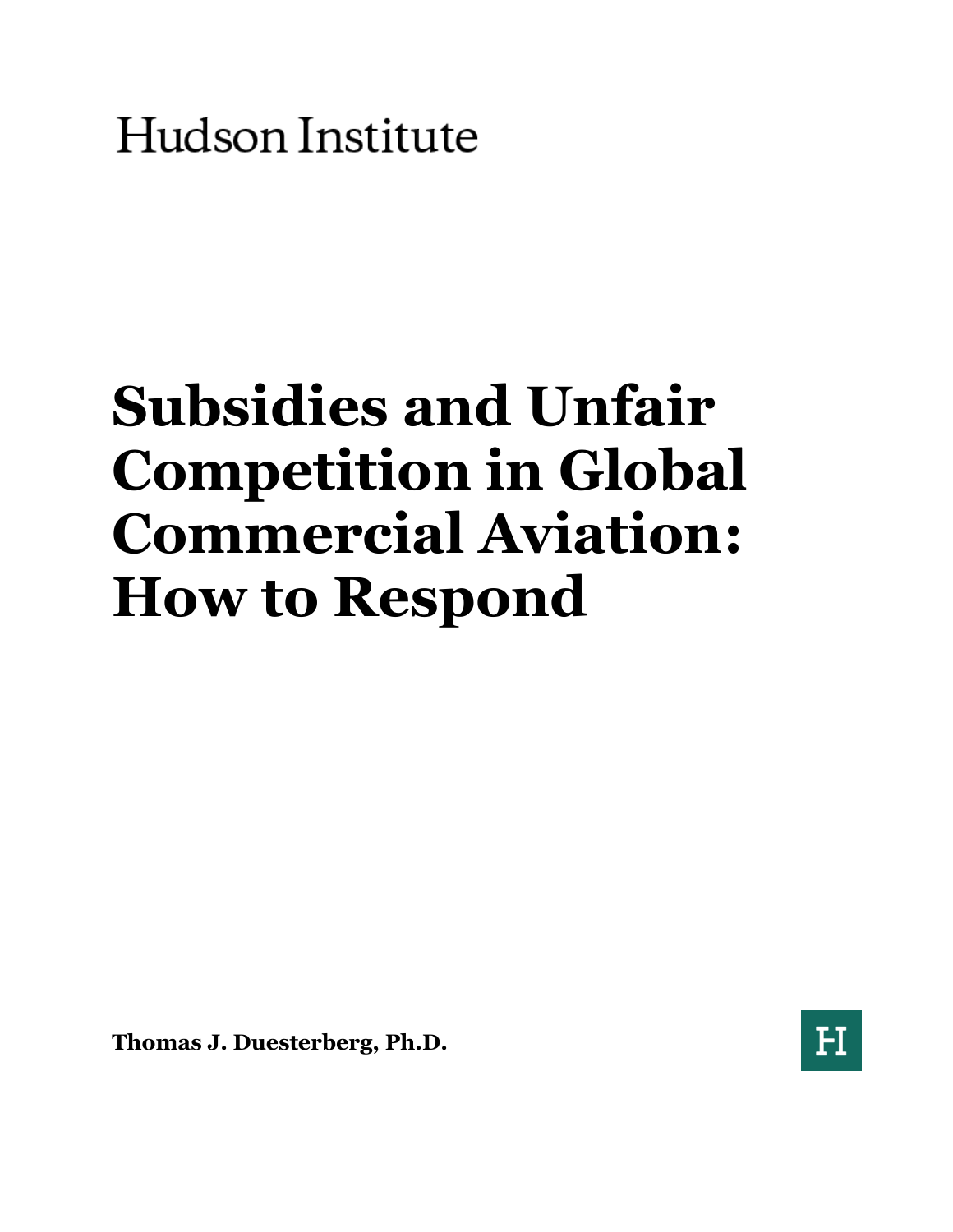Hudson Institute

# Subsidies and Unfair Competition in Global Commercial Aviation: How to Respond

**Thomas J. Duesterberg, Ph.D.**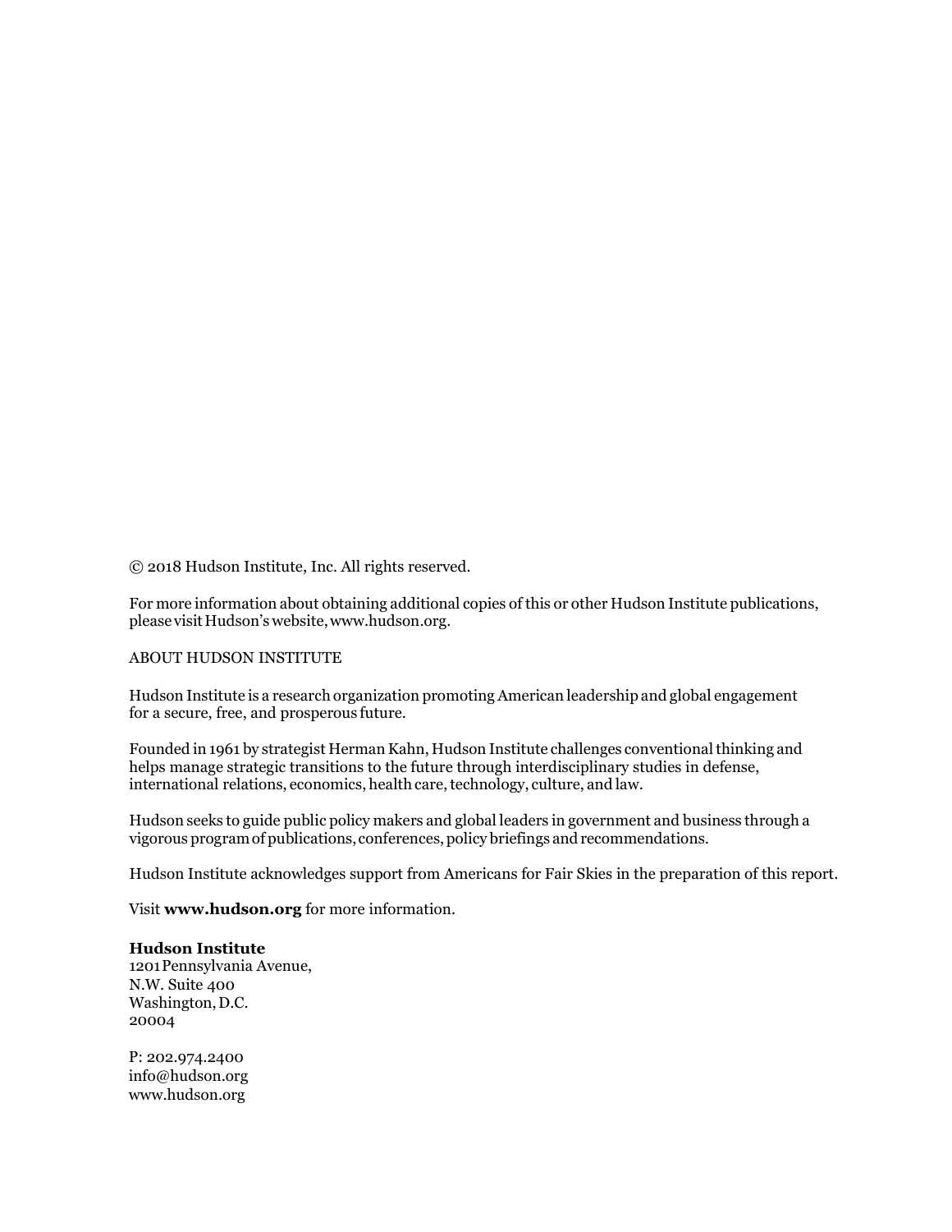© 2018 Hudson Institute, Inc. All rights reserved.

For more information about obtaining additional copies of this or other Hudson Institute publications, please visit Hudson's website, www.hudson.org.

ABOUT HUDSON INSTITUTE

Hudson Institute is a research organization promoting American leadership and global engagement for a secure, free, and prosperous future.

Founded in 1961 by strategist Herman Kahn, Hudson Institute challenges conventional thinking and helps manage strategic transitions to the future through interdisciplinary studies in defense, international relations, economics, health care, technology, culture, and law.

Hudson seeks to guide public policy makers and global leaders in government and business through a vigorous program of publications, conferences, policy briefings and recommendations.

Hudson Institute acknowledges support from Americans for Fair Skies in the preparation of this report.

Visit **www.hudson.org** for more information.

**Hudson Institute**
1201 Pennsylvania Avenue,
N.W. Suite 400
Washington, D.C.
20004

P: 202.974.2400
info@hudson.org
www.hudson.org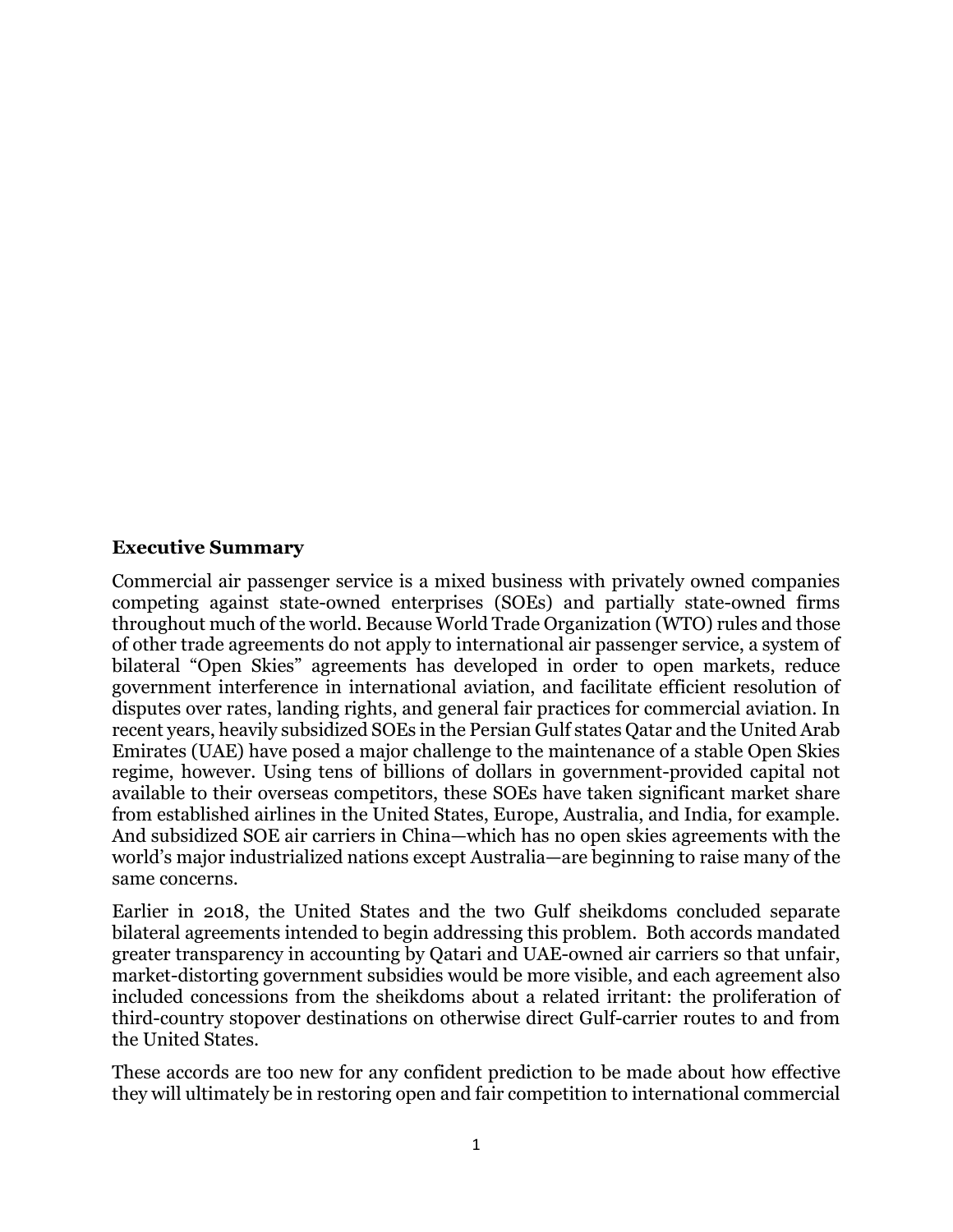## Executive Summary

Commercial air passenger service is a mixed business with privately owned companies competing against state-owned enterprises (SOEs) and partially state-owned firms throughout much of the world. Because World Trade Organization (WTO) rules and those of other trade agreements do not apply to international air passenger service, a system of bilateral "Open Skies" agreements has developed in order to open markets, reduce government interference in international aviation, and facilitate efficient resolution of disputes over rates, landing rights, and general fair practices for commercial aviation. In recent years, heavily subsidized SOEs in the Persian Gulf states Qatar and the United Arab Emirates (UAE) have posed a major challenge to the maintenance of a stable Open Skies regime, however. Using tens of billions of dollars in government-provided capital not available to their overseas competitors, these SOEs have taken significant market share from established airlines in the United States, Europe, Australia, and India, for example. And subsidized SOE air carriers in China—which has no open skies agreements with the world's major industrialized nations except Australia—are beginning to raise many of the same concerns.

Earlier in 2018, the United States and the two Gulf sheikdoms concluded separate bilateral agreements intended to begin addressing this problem. Both accords mandated greater transparency in accounting by Qatari and UAE-owned air carriers so that unfair, market-distorting government subsidies would be more visible, and each agreement also included concessions from the sheikdoms about a related irritant: the proliferation of third-country stopover destinations on otherwise direct Gulf-carrier routes to and from the United States.

These accords are too new for any confident prediction to be made about how effective they will ultimately be in restoring open and fair competition to international commercial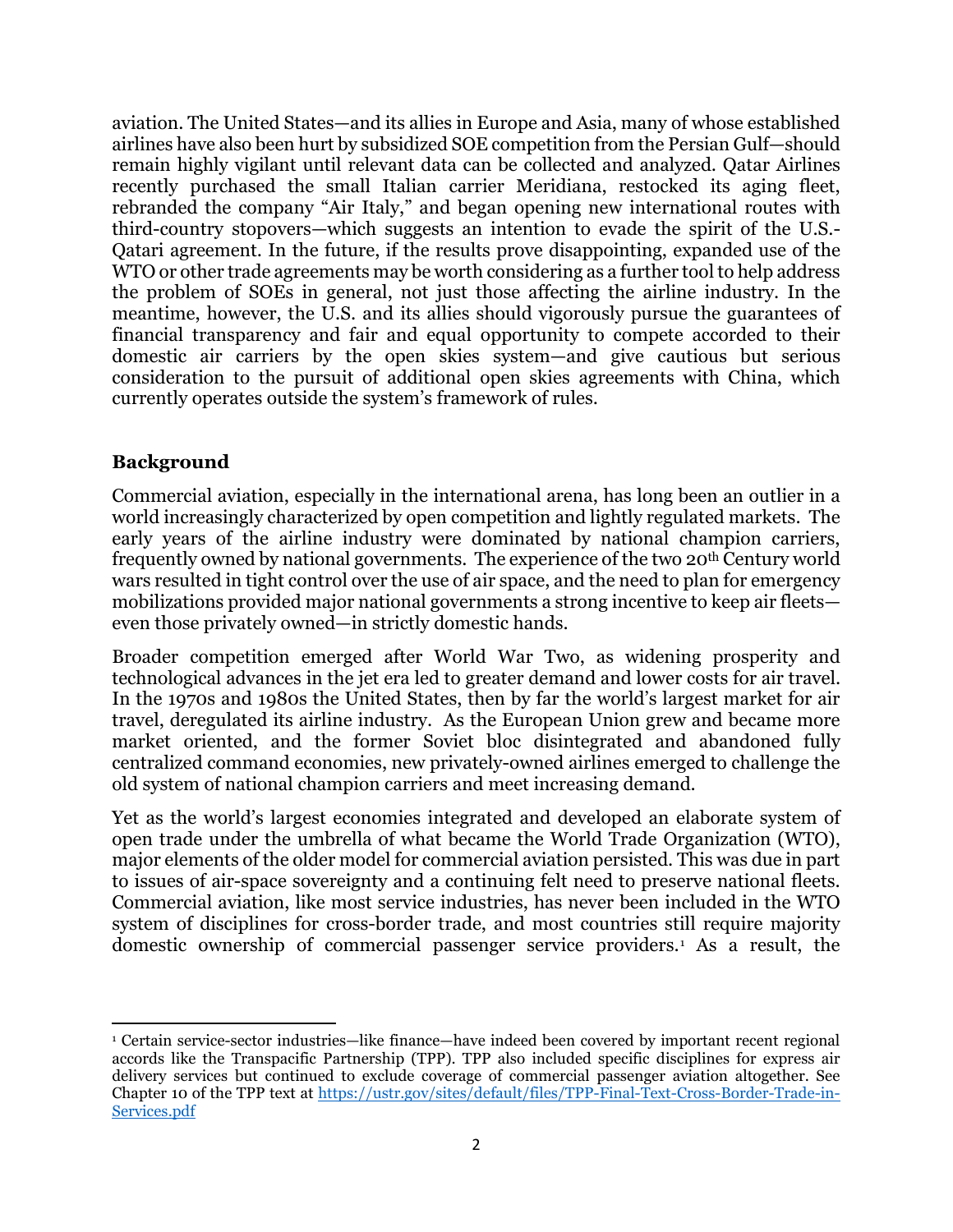aviation. The United States—and its allies in Europe and Asia, many of whose established airlines have also been hurt by subsidized SOE competition from the Persian Gulf—should remain highly vigilant until relevant data can be collected and analyzed. Qatar Airlines recently purchased the small Italian carrier Meridiana, restocked its aging fleet, rebranded the company "Air Italy," and began opening new international routes with third-country stopovers—which suggests an intention to evade the spirit of the U.S.-Qatari agreement. In the future, if the results prove disappointing, expanded use of the WTO or other trade agreements may be worth considering as a further tool to help address the problem of SOEs in general, not just those affecting the airline industry. In the meantime, however, the U.S. and its allies should vigorously pursue the guarantees of financial transparency and fair and equal opportunity to compete accorded to their domestic air carriers by the open skies system—and give cautious but serious consideration to the pursuit of additional open skies agreements with China, which currently operates outside the system's framework of rules.

## Background

Commercial aviation, especially in the international arena, has long been an outlier in a world increasingly characterized by open competition and lightly regulated markets. The early years of the airline industry were dominated by national champion carriers, frequently owned by national governments. The experience of the two 20th Century world wars resulted in tight control over the use of air space, and the need to plan for emergency mobilizations provided major national governments a strong incentive to keep air fleets—even those privately owned—in strictly domestic hands.

Broader competition emerged after World War Two, as widening prosperity and technological advances in the jet era led to greater demand and lower costs for air travel. In the 1970s and 1980s the United States, then by far the world's largest market for air travel, deregulated its airline industry. As the European Union grew and became more market oriented, and the former Soviet bloc disintegrated and abandoned fully centralized command economies, new privately-owned airlines emerged to challenge the old system of national champion carriers and meet increasing demand.

Yet as the world's largest economies integrated and developed an elaborate system of open trade under the umbrella of what became the World Trade Organization (WTO), major elements of the older model for commercial aviation persisted. This was due in part to issues of air-space sovereignty and a continuing felt need to preserve national fleets. Commercial aviation, like most service industries, has never been included in the WTO system of disciplines for cross-border trade, and most countries still require majority domestic ownership of commercial passenger service providers.[1] As a result, the

[1] Certain service-sector industries—like finance—have indeed been covered by important recent regional accords like the Transpacific Partnership (TPP). TPP also included specific disciplines for express air delivery services but continued to exclude coverage of commercial passenger aviation altogether. See Chapter 10 of the TPP text at https://ustr.gov/sites/default/files/TPP-Final-Text-Cross-Border-Trade-in-Services.pdf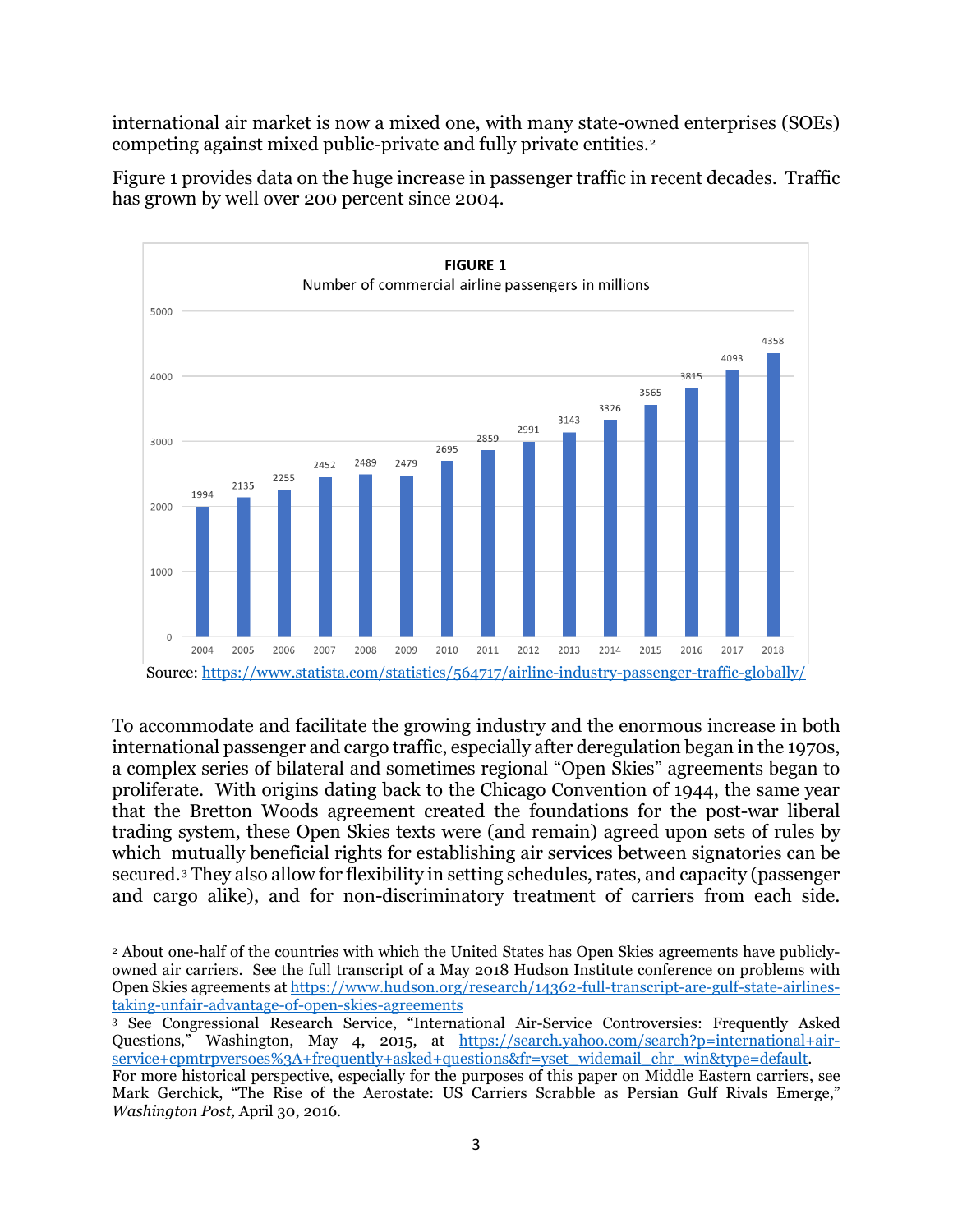international air market is now a mixed one, with many state-owned enterprises (SOEs) competing against mixed public-private and fully private entities.[2]

Figure 1 provides data on the huge increase in passenger traffic in recent decades. Traffic has grown by well over 200 percent since 2004.

**FIGURE 1**

Number of commercial airline passengers in millions

| Year | Passengers (millions) |
|---|---|
| 2004 | 1994 |
| 2005 | 2135 |
| 2006 | 2255 |
| 2007 | 2452 |
| 2008 | 2489 |
| 2009 | 2479 |
| 2010 | 2695 |
| 2011 | 2859 |
| 2012 | 2991 |
| 2013 | 3143 |
| 2014 | 3326 |
| 2015 | 3565 |
| 2016 | 3815 |
| 2017 | 4093 |
| 2018 | 4358 |

Source: https://www.statista.com/statistics/564717/airline-industry-passenger-traffic-globally/

To accommodate and facilitate the growing industry and the enormous increase in both international passenger and cargo traffic, especially after deregulation began in the 1970s, a complex series of bilateral and sometimes regional "Open Skies" agreements began to proliferate. With origins dating back to the Chicago Convention of 1944, the same year that the Bretton Woods agreement created the foundations for the post-war liberal trading system, these Open Skies texts were (and remain) agreed upon sets of rules by which mutually beneficial rights for establishing air services between signatories can be secured.[3] They also allow for flexibility in setting schedules, rates, and capacity (passenger and cargo alike), and for non-discriminatory treatment of carriers from each side.

---

[2] About one-half of the countries with which the United States has Open Skies agreements have publicly-owned air carriers. See the full transcript of a May 2018 Hudson Institute conference on problems with Open Skies agreements at https://www.hudson.org/research/14362-full-transcript-are-gulf-state-airlines-taking-unfair-advantage-of-open-skies-agreements

[3] See Congressional Research Service, "International Air-Service Controversies: Frequently Asked Questions," Washington, May 4, 2015, at https://search.yahoo.com/search?p=international+air-service+cpmtrpversoes%3A+frequently+asked+questions&fr=yset_widemail_chr_win&type=default. For more historical perspective, especially for the purposes of this paper on Middle Eastern carriers, see Mark Gerchick, "The Rise of the Aerostate: US Carriers Scrabble as Persian Gulf Rivals Emerge," *Washington Post,* April 30, 2016.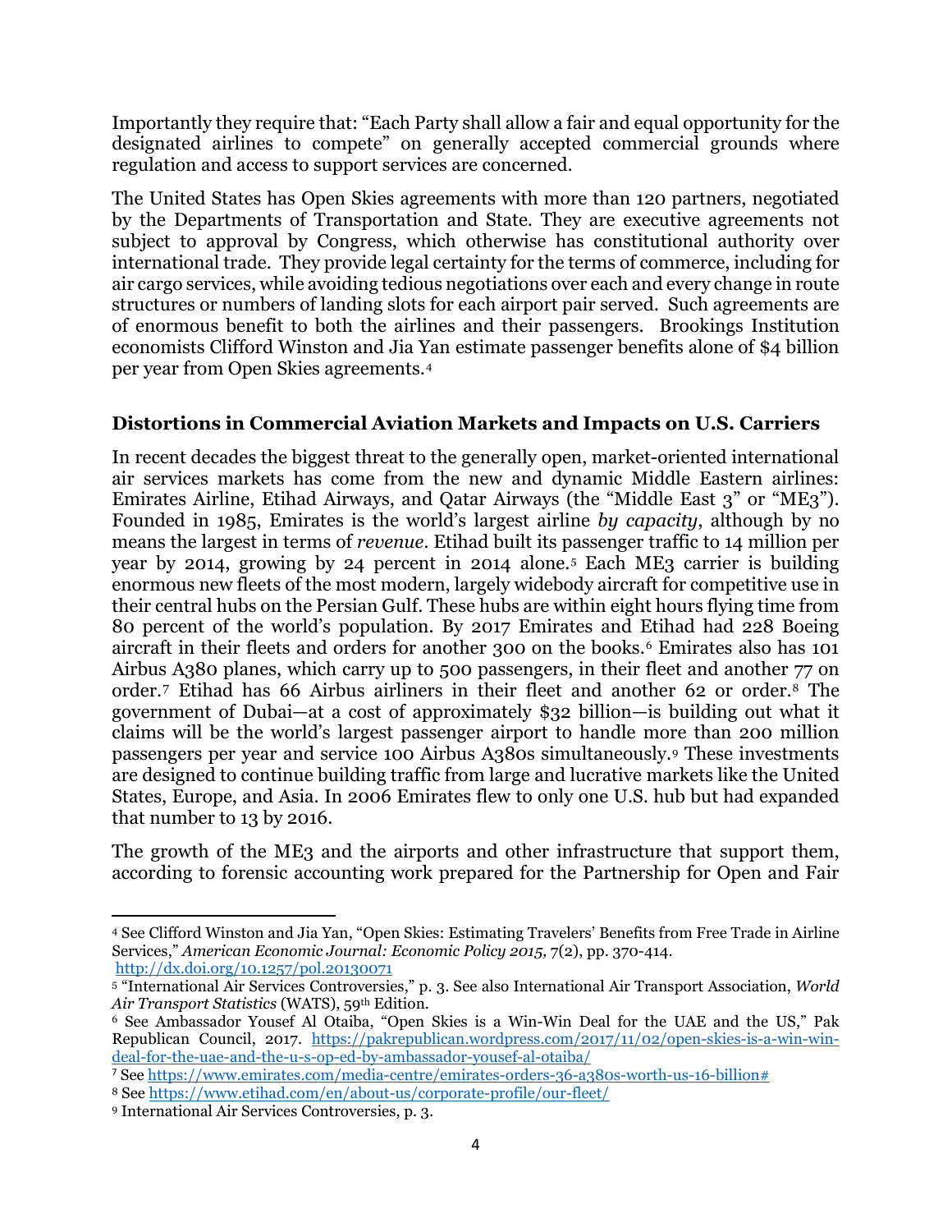Importantly they require that: "Each Party shall allow a fair and equal opportunity for the designated airlines to compete" on generally accepted commercial grounds where regulation and access to support services are concerned.

The United States has Open Skies agreements with more than 120 partners, negotiated by the Departments of Transportation and State. They are executive agreements not subject to approval by Congress, which otherwise has constitutional authority over international trade. They provide legal certainty for the terms of commerce, including for air cargo services, while avoiding tedious negotiations over each and every change in route structures or numbers of landing slots for each airport pair served. Such agreements are of enormous benefit to both the airlines and their passengers. Brookings Institution economists Clifford Winston and Jia Yan estimate passenger benefits alone of $4 billion per year from Open Skies agreements.[4]

## Distortions in Commercial Aviation Markets and Impacts on U.S. Carriers

In recent decades the biggest threat to the generally open, market-oriented international air services markets has come from the new and dynamic Middle Eastern airlines: Emirates Airline, Etihad Airways, and Qatar Airways (the "Middle East 3" or "ME3"). Founded in 1985, Emirates is the world's largest airline *by capacity*, although by no means the largest in terms of *revenue*. Etihad built its passenger traffic to 14 million per year by 2014, growing by 24 percent in 2014 alone.[5] Each ME3 carrier is building enormous new fleets of the most modern, largely widebody aircraft for competitive use in their central hubs on the Persian Gulf. These hubs are within eight hours flying time from 80 percent of the world's population. By 2017 Emirates and Etihad had 228 Boeing aircraft in their fleets and orders for another 300 on the books.[6] Emirates also has 101 Airbus A380 planes, which carry up to 500 passengers, in their fleet and another 77 on order.[7] Etihad has 66 Airbus airliners in their fleet and another 62 or order.[8] The government of Dubai—at a cost of approximately $32 billion—is building out what it claims will be the world's largest passenger airport to handle more than 200 million passengers per year and service 100 Airbus A380s simultaneously.[9] These investments are designed to continue building traffic from large and lucrative markets like the United States, Europe, and Asia. In 2006 Emirates flew to only one U.S. hub but had expanded that number to 13 by 2016.

The growth of the ME3 and the airports and other infrastructure that support them, according to forensic accounting work prepared for the Partnership for Open and Fair

---

[4] See Clifford Winston and Jia Yan, "Open Skies: Estimating Travelers' Benefits from Free Trade in Airline Services," *American Economic Journal: Economic Policy 2015,* 7(2), pp. 370-414. http://dx.doi.org/10.1257/pol.20130071

[5] "International Air Services Controversies," p. 3. See also International Air Transport Association, *World Air Transport Statistics* (WATS), 59th Edition.

[6] See Ambassador Yousef Al Otaiba, "Open Skies is a Win-Win Deal for the UAE and the US," Pak Republican Council, 2017. https://pakrepublican.wordpress.com/2017/11/02/open-skies-is-a-win-win-deal-for-the-uae-and-the-u-s-op-ed-by-ambassador-yousef-al-otaiba/

[7] See https://www.emirates.com/media-centre/emirates-orders-36-a380s-worth-us-16-billion#

[8] See https://www.etihad.com/en/about-us/corporate-profile/our-fleet/

[9] International Air Services Controversies, p. 3.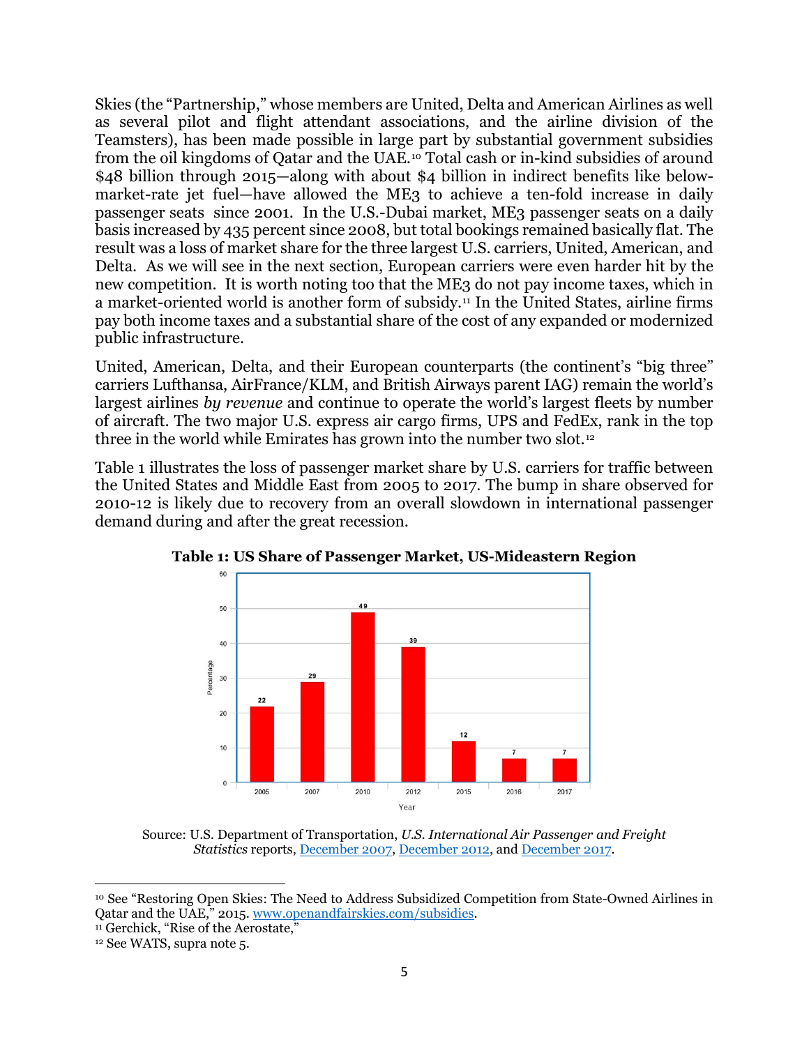Skies (the "Partnership," whose members are United, Delta and American Airlines as well as several pilot and flight attendant associations, and the airline division of the Teamsters), has been made possible in large part by substantial government subsidies from the oil kingdoms of Qatar and the UAE.[10] Total cash or in-kind subsidies of around $48 billion through 2015—along with about $4 billion in indirect benefits like below-market-rate jet fuel—have allowed the ME3 to achieve a ten-fold increase in daily passenger seats since 2001. In the U.S.-Dubai market, ME3 passenger seats on a daily basis increased by 435 percent since 2008, but total bookings remained basically flat. The result was a loss of market share for the three largest U.S. carriers, United, American, and Delta. As we will see in the next section, European carriers were even harder hit by the new competition. It is worth noting too that the ME3 do not pay income taxes, which in a market-oriented world is another form of subsidy.[11] In the United States, airline firms pay both income taxes and a substantial share of the cost of any expanded or modernized public infrastructure.

United, American, Delta, and their European counterparts (the continent's "big three" carriers Lufthansa, AirFrance/KLM, and British Airways parent IAG) remain the world's largest airlines *by revenue* and continue to operate the world's largest fleets by number of aircraft. The two major U.S. express air cargo firms, UPS and FedEx, rank in the top three in the world while Emirates has grown into the number two slot.[12]

Table 1 illustrates the loss of passenger market share by U.S. carriers for traffic between the United States and Middle East from 2005 to 2017. The bump in share observed for 2010-12 is likely due to recovery from an overall slowdown in international passenger demand during and after the great recession.

**Table 1: US Share of Passenger Market, US-Mideastern Region**

| Year | Percentage |
|---|---|
| 2005 | 22 |
| 2007 | 29 |
| 2010 | 49 |
| 2012 | 39 |
| 2015 | 12 |
| 2016 | 7 |
| 2017 | 7 |

Source: U.S. Department of Transportation, *U.S. International Air Passenger and Freight Statistics* reports, December 2007, December 2012, and December 2017.

---

[10] See "Restoring Open Skies: The Need to Address Subsidized Competition from State-Owned Airlines in Qatar and the UAE," 2015. www.openandfairskies.com/subsidies.

[11] Gerchick, "Rise of the Aerostate,"

[12] See WATS, supra note 5.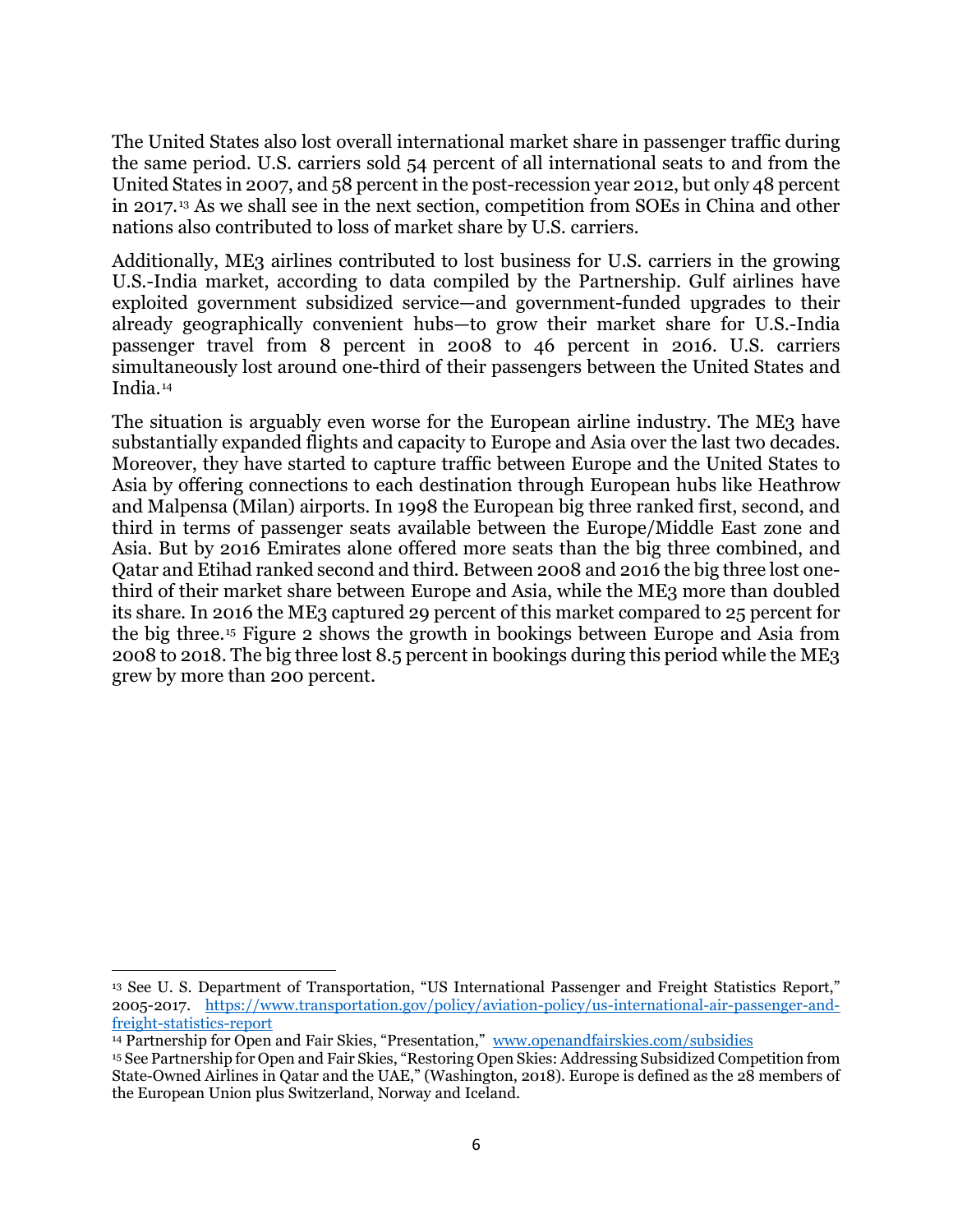The United States also lost overall international market share in passenger traffic during the same period. U.S. carriers sold 54 percent of all international seats to and from the United States in 2007, and 58 percent in the post-recession year 2012, but only 48 percent in 2017.[13] As we shall see in the next section, competition from SOEs in China and other nations also contributed to loss of market share by U.S. carriers.

Additionally, ME3 airlines contributed to lost business for U.S. carriers in the growing U.S.-India market, according to data compiled by the Partnership. Gulf airlines have exploited government subsidized service—and government-funded upgrades to their already geographically convenient hubs—to grow their market share for U.S.-India passenger travel from 8 percent in 2008 to 46 percent in 2016. U.S. carriers simultaneously lost around one-third of their passengers between the United States and India.[14]

The situation is arguably even worse for the European airline industry. The ME3 have substantially expanded flights and capacity to Europe and Asia over the last two decades. Moreover, they have started to capture traffic between Europe and the United States to Asia by offering connections to each destination through European hubs like Heathrow and Malpensa (Milan) airports. In 1998 the European big three ranked first, second, and third in terms of passenger seats available between the Europe/Middle East zone and Asia. But by 2016 Emirates alone offered more seats than the big three combined, and Qatar and Etihad ranked second and third. Between 2008 and 2016 the big three lost one-third of their market share between Europe and Asia, while the ME3 more than doubled its share. In 2016 the ME3 captured 29 percent of this market compared to 25 percent for the big three.[15] Figure 2 shows the growth in bookings between Europe and Asia from 2008 to 2018. The big three lost 8.5 percent in bookings during this period while the ME3 grew by more than 200 percent.

---

[13] See U. S. Department of Transportation, "US International Passenger and Freight Statistics Report," 2005-2017. https://www.transportation.gov/policy/aviation-policy/us-international-air-passenger-and-freight-statistics-report

[14] Partnership for Open and Fair Skies, "Presentation," www.openandfairskies.com/subsidies

[15] See Partnership for Open and Fair Skies, "Restoring Open Skies: Addressing Subsidized Competition from State-Owned Airlines in Qatar and the UAE," (Washington, 2018). Europe is defined as the 28 members of the European Union plus Switzerland, Norway and Iceland.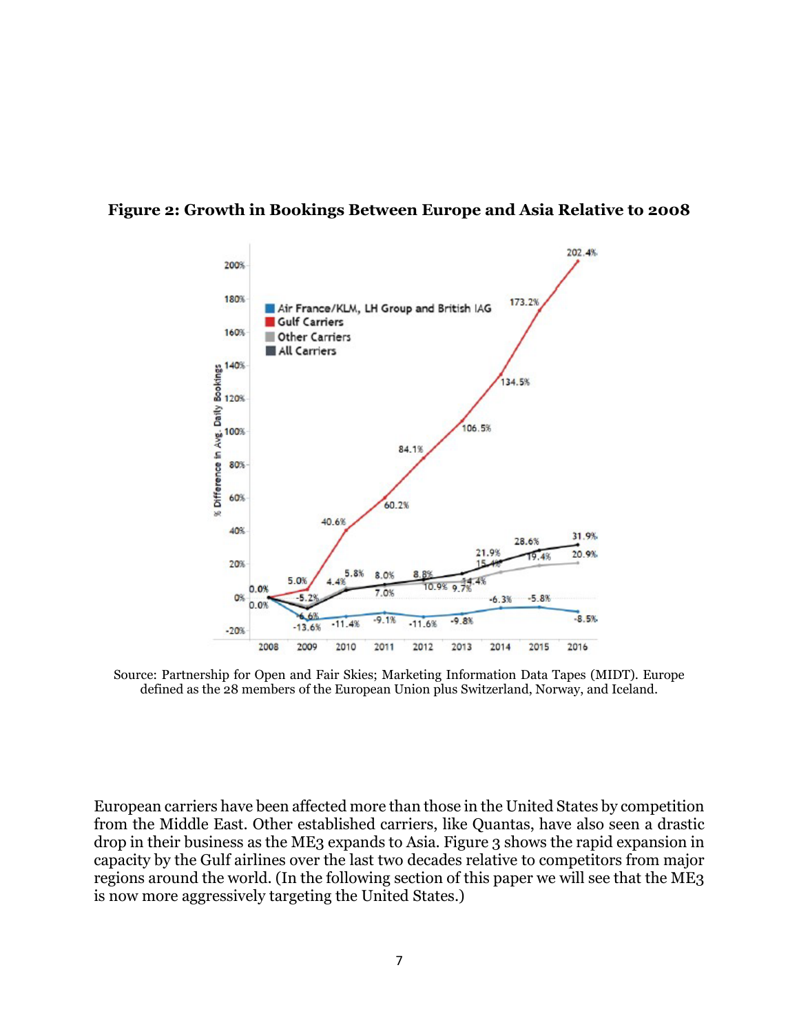**Figure 2: Growth in Bookings Between Europe and Asia Relative to 2008**

Source: Partnership for Open and Fair Skies; Marketing Information Data Tapes (MIDT). Europe defined as the 28 members of the European Union plus Switzerland, Norway, and Iceland.

European carriers have been affected more than those in the United States by competition from the Middle East. Other established carriers, like Quantas, have also seen a drastic drop in their business as the ME3 expands to Asia. Figure 3 shows the rapid expansion in capacity by the Gulf airlines over the last two decades relative to competitors from major regions around the world. (In the following section of this paper we will see that the ME3 is now more aggressively targeting the United States.)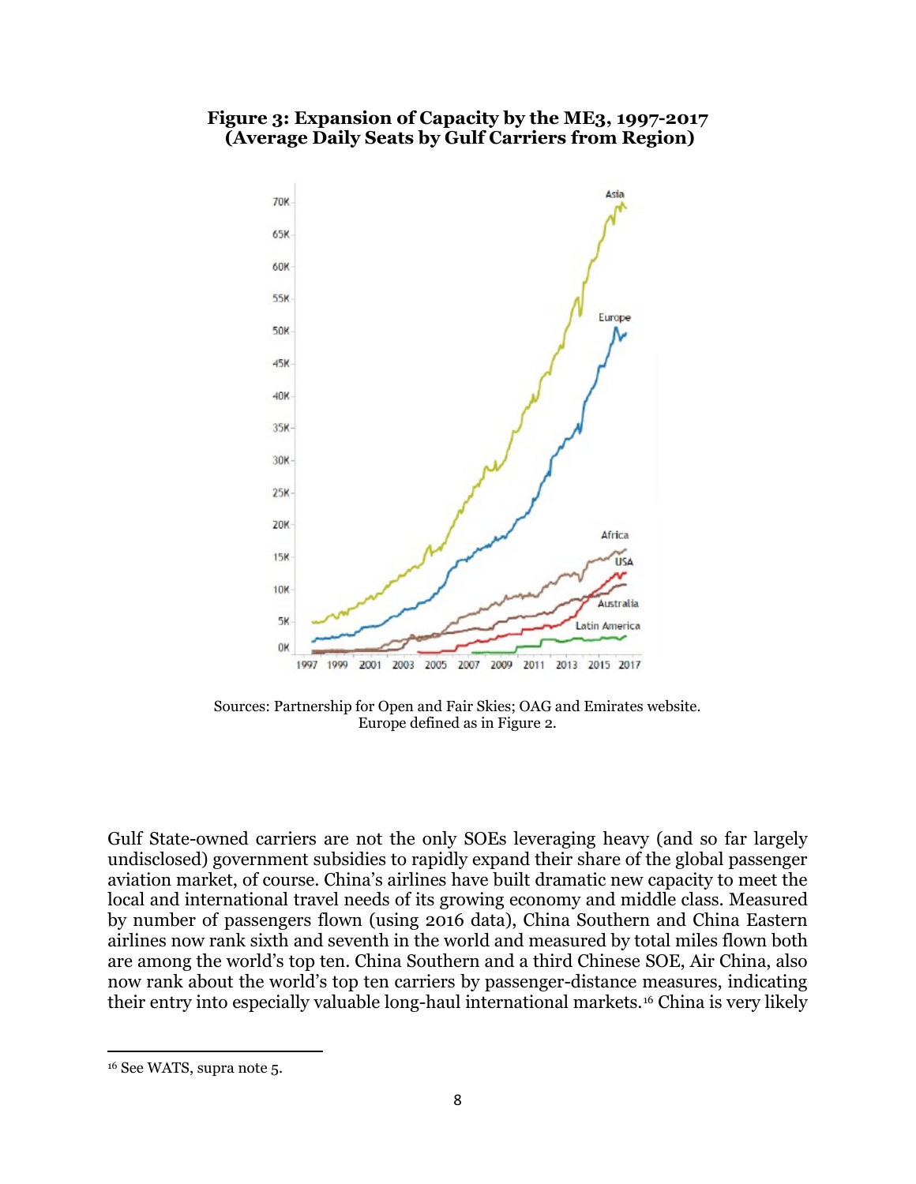**Figure 3: Expansion of Capacity by the ME3, 1997-2017 (Average Daily Seats by Gulf Carriers from Region)**

Sources: Partnership for Open and Fair Skies; OAG and Emirates website. Europe defined as in Figure 2.

Gulf State-owned carriers are not the only SOEs leveraging heavy (and so far largely undisclosed) government subsidies to rapidly expand their share of the global passenger aviation market, of course. China's airlines have built dramatic new capacity to meet the local and international travel needs of its growing economy and middle class. Measured by number of passengers flown (using 2016 data), China Southern and China Eastern airlines now rank sixth and seventh in the world and measured by total miles flown both are among the world's top ten. China Southern and a third Chinese SOE, Air China, also now rank about the world's top ten carriers by passenger-distance measures, indicating their entry into especially valuable long-haul international markets.[16] China is very likely

[16] See WATS, supra note 5.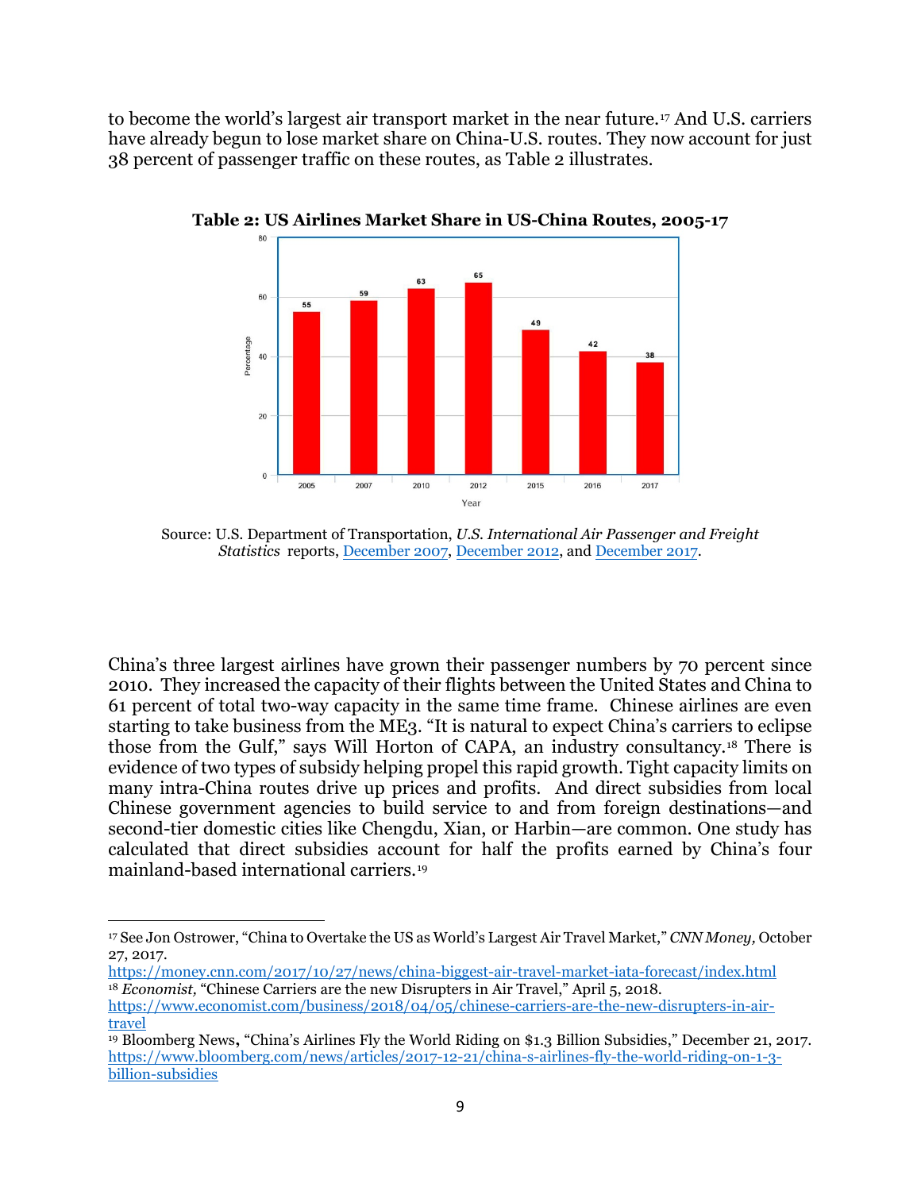to become the world's largest air transport market in the near future.[17] And U.S. carriers have already begun to lose market share on China-U.S. routes. They now account for just 38 percent of passenger traffic on these routes, as Table 2 illustrates.

**Table 2: US Airlines Market Share in US-China Routes, 2005-17**

| Year | Percentage |
|---|---|
| 2005 | 55 |
| 2007 | 59 |
| 2010 | 63 |
| 2012 | 65 |
| 2015 | 49 |
| 2016 | 42 |
| 2017 | 38 |

Source: U.S. Department of Transportation, *U.S. International Air Passenger and Freight Statistics* reports, December 2007, December 2012, and December 2017.

China's three largest airlines have grown their passenger numbers by 70 percent since 2010. They increased the capacity of their flights between the United States and China to 61 percent of total two-way capacity in the same time frame. Chinese airlines are even starting to take business from the ME3. "It is natural to expect China's carriers to eclipse those from the Gulf," says Will Horton of CAPA, an industry consultancy.[18] There is evidence of two types of subsidy helping propel this rapid growth. Tight capacity limits on many intra-China routes drive up prices and profits. And direct subsidies from local Chinese government agencies to build service to and from foreign destinations—and second-tier domestic cities like Chengdu, Xian, or Harbin—are common. One study has calculated that direct subsidies account for half the profits earned by China's four mainland-based international carriers.[19]

---

[17] See Jon Ostrower, "China to Overtake the US as World's Largest Air Travel Market," *CNN Money,* October 27, 2017.
https://money.cnn.com/2017/10/27/news/china-biggest-air-travel-market-iata-forecast/index.html

[18] *Economist,* "Chinese Carriers are the new Disrupters in Air Travel," April 5, 2018.
https://www.economist.com/business/2018/04/05/chinese-carriers-are-the-new-disrupters-in-air-travel

[19] Bloomberg News**,** "China's Airlines Fly the World Riding on $1.3 Billion Subsidies," December 21, 2017.
https://www.bloomberg.com/news/articles/2017-12-21/china-s-airlines-fly-the-world-riding-on-1-3-billion-subsidies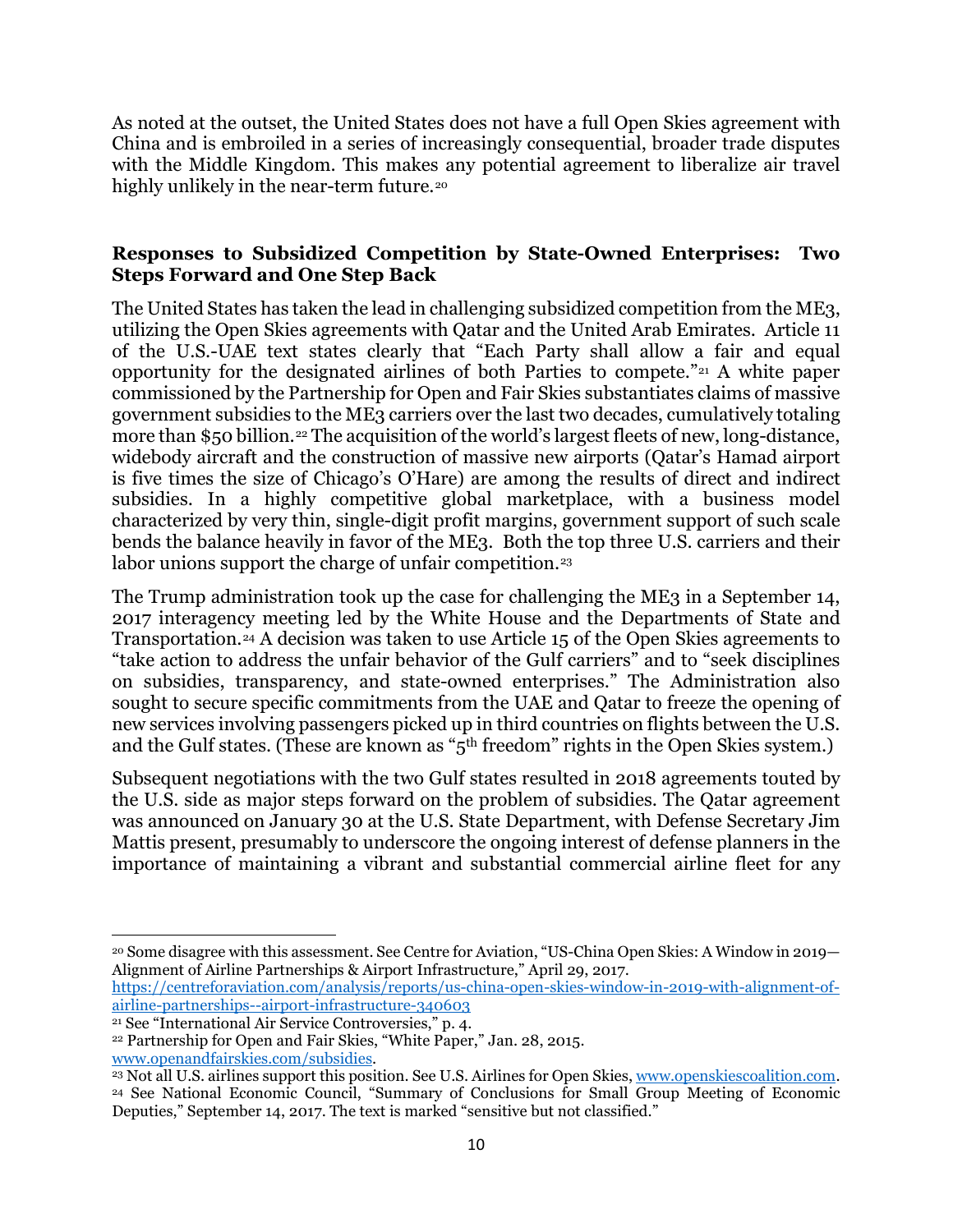As noted at the outset, the United States does not have a full Open Skies agreement with China and is embroiled in a series of increasingly consequential, broader trade disputes with the Middle Kingdom. This makes any potential agreement to liberalize air travel highly unlikely in the near-term future.[20]

**Responses to Subsidized Competition by State-Owned Enterprises: Two Steps Forward and One Step Back**

The United States has taken the lead in challenging subsidized competition from the ME3, utilizing the Open Skies agreements with Qatar and the United Arab Emirates. Article 11 of the U.S.-UAE text states clearly that "Each Party shall allow a fair and equal opportunity for the designated airlines of both Parties to compete."[21] A white paper commissioned by the Partnership for Open and Fair Skies substantiates claims of massive government subsidies to the ME3 carriers over the last two decades, cumulatively totaling more than $50 billion.[22] The acquisition of the world's largest fleets of new, long-distance, widebody aircraft and the construction of massive new airports (Qatar's Hamad airport is five times the size of Chicago's O'Hare) are among the results of direct and indirect subsidies. In a highly competitive global marketplace, with a business model characterized by very thin, single-digit profit margins, government support of such scale bends the balance heavily in favor of the ME3. Both the top three U.S. carriers and their labor unions support the charge of unfair competition.[23]

The Trump administration took up the case for challenging the ME3 in a September 14, 2017 interagency meeting led by the White House and the Departments of State and Transportation.[24] A decision was taken to use Article 15 of the Open Skies agreements to "take action to address the unfair behavior of the Gulf carriers" and to "seek disciplines on subsidies, transparency, and state-owned enterprises." The Administration also sought to secure specific commitments from the UAE and Qatar to freeze the opening of new services involving passengers picked up in third countries on flights between the U.S. and the Gulf states. (These are known as "5th freedom" rights in the Open Skies system.)

Subsequent negotiations with the two Gulf states resulted in 2018 agreements touted by the U.S. side as major steps forward on the problem of subsidies. The Qatar agreement was announced on January 30 at the U.S. State Department, with Defense Secretary Jim Mattis present, presumably to underscore the ongoing interest of defense planners in the importance of maintaining a vibrant and substantial commercial airline fleet for any

---

[20] Some disagree with this assessment. See Centre for Aviation, "US-China Open Skies: A Window in 2019—Alignment of Airline Partnerships & Airport Infrastructure," April 29, 2017. https://centreforaviation.com/analysis/reports/us-china-open-skies-window-in-2019-with-alignment-of-airline-partnerships--airport-infrastructure-340603

[21] See "International Air Service Controversies," p. 4.

[22] Partnership for Open and Fair Skies, "White Paper," Jan. 28, 2015. www.openandfairskies.com/subsidies.

[23] Not all U.S. airlines support this position. See U.S. Airlines for Open Skies, www.openskiescoalition.com.

[24] See National Economic Council, "Summary of Conclusions for Small Group Meeting of Economic Deputies," September 14, 2017. The text is marked "sensitive but not classified."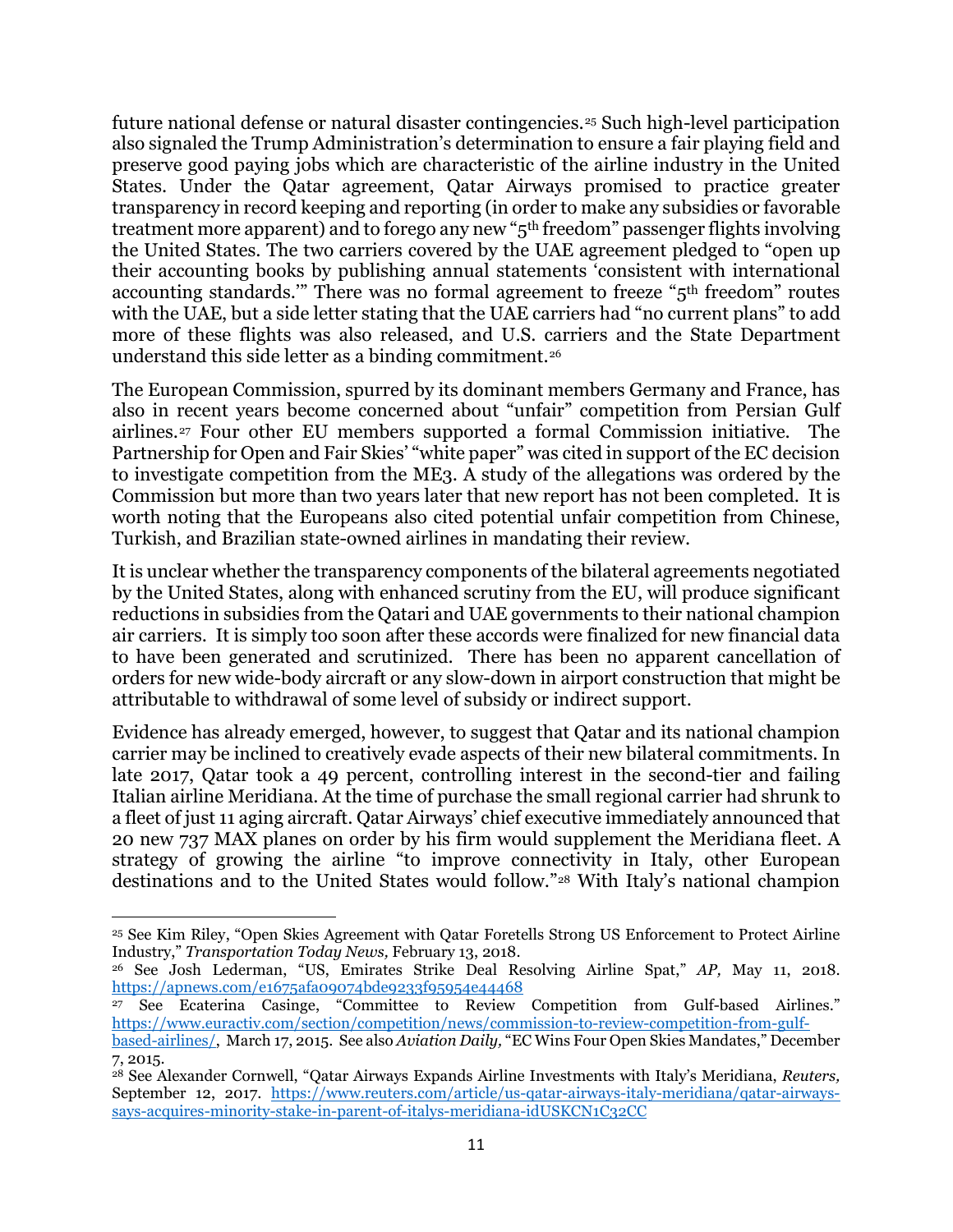future national defense or natural disaster contingencies.[25] Such high-level participation also signaled the Trump Administration's determination to ensure a fair playing field and preserve good paying jobs which are characteristic of the airline industry in the United States. Under the Qatar agreement, Qatar Airways promised to practice greater transparency in record keeping and reporting (in order to make any subsidies or favorable treatment more apparent) and to forego any new "5th freedom" passenger flights involving the United States. The two carriers covered by the UAE agreement pledged to "open up their accounting books by publishing annual statements 'consistent with international accounting standards.'" There was no formal agreement to freeze "5th freedom" routes with the UAE, but a side letter stating that the UAE carriers had "no current plans" to add more of these flights was also released, and U.S. carriers and the State Department understand this side letter as a binding commitment.[26]

The European Commission, spurred by its dominant members Germany and France, has also in recent years become concerned about "unfair" competition from Persian Gulf airlines.[27] Four other EU members supported a formal Commission initiative. The Partnership for Open and Fair Skies' "white paper" was cited in support of the EC decision to investigate competition from the ME3. A study of the allegations was ordered by the Commission but more than two years later that new report has not been completed. It is worth noting that the Europeans also cited potential unfair competition from Chinese, Turkish, and Brazilian state-owned airlines in mandating their review.

It is unclear whether the transparency components of the bilateral agreements negotiated by the United States, along with enhanced scrutiny from the EU, will produce significant reductions in subsidies from the Qatari and UAE governments to their national champion air carriers. It is simply too soon after these accords were finalized for new financial data to have been generated and scrutinized. There has been no apparent cancellation of orders for new wide-body aircraft or any slow-down in airport construction that might be attributable to withdrawal of some level of subsidy or indirect support.

Evidence has already emerged, however, to suggest that Qatar and its national champion carrier may be inclined to creatively evade aspects of their new bilateral commitments. In late 2017, Qatar took a 49 percent, controlling interest in the second-tier and failing Italian airline Meridiana. At the time of purchase the small regional carrier had shrunk to a fleet of just 11 aging aircraft. Qatar Airways' chief executive immediately announced that 20 new 737 MAX planes on order by his firm would supplement the Meridiana fleet. A strategy of growing the airline "to improve connectivity in Italy, other European destinations and to the United States would follow."[28] With Italy's national champion

---

[25] See Kim Riley, "Open Skies Agreement with Qatar Foretells Strong US Enforcement to Protect Airline Industry," *Transportation Today News,* February 13, 2018.

[26] See Josh Lederman, "US, Emirates Strike Deal Resolving Airline Spat," *AP,* May 11, 2018. https://apnews.com/e1675afa09074bde9233f95954e44468

[27] See Ecaterina Casinge, "Committee to Review Competition from Gulf-based Airlines." https://www.euractiv.com/section/competition/news/commission-to-review-competition-from-gulf-based-airlines/, March 17, 2015. See also *Aviation Daily,* "EC Wins Four Open Skies Mandates," December 7, 2015.

[28] See Alexander Cornwell, "Qatar Airways Expands Airline Investments with Italy's Meridiana, *Reuters,* September 12, 2017. https://www.reuters.com/article/us-qatar-airways-italy-meridiana/qatar-airways-says-acquires-minority-stake-in-parent-of-italys-meridiana-idUSKCN1C32CC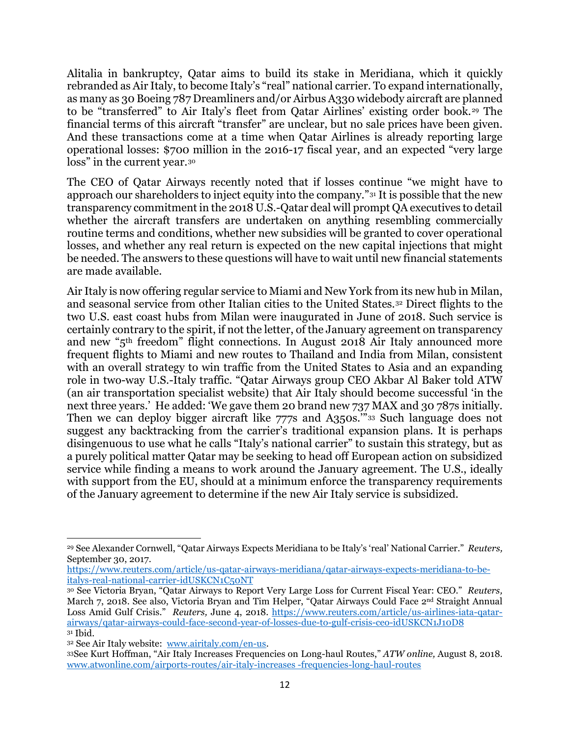Alitalia in bankruptcy, Qatar aims to build its stake in Meridiana, which it quickly rebranded as Air Italy, to become Italy's "real" national carrier. To expand internationally, as many as 30 Boeing 787 Dreamliners and/or Airbus A330 widebody aircraft are planned to be "transferred" to Air Italy's fleet from Qatar Airlines' existing order book.[29] The financial terms of this aircraft "transfer" are unclear, but no sale prices have been given. And these transactions come at a time when Qatar Airlines is already reporting large operational losses: $700 million in the 2016-17 fiscal year, and an expected "very large loss" in the current year.[30]

The CEO of Qatar Airways recently noted that if losses continue "we might have to approach our shareholders to inject equity into the company."[31] It is possible that the new transparency commitment in the 2018 U.S.-Qatar deal will prompt QA executives to detail whether the aircraft transfers are undertaken on anything resembling commercially routine terms and conditions, whether new subsidies will be granted to cover operational losses, and whether any real return is expected on the new capital injections that might be needed. The answers to these questions will have to wait until new financial statements are made available.

Air Italy is now offering regular service to Miami and New York from its new hub in Milan, and seasonal service from other Italian cities to the United States.[32] Direct flights to the two U.S. east coast hubs from Milan were inaugurated in June of 2018. Such service is certainly contrary to the spirit, if not the letter, of the January agreement on transparency and new "5th freedom" flight connections. In August 2018 Air Italy announced more frequent flights to Miami and new routes to Thailand and India from Milan, consistent with an overall strategy to win traffic from the United States to Asia and an expanding role in two-way U.S.-Italy traffic. "Qatar Airways group CEO Akbar Al Baker told ATW (an air transportation specialist website) that Air Italy should become successful 'in the next three years.' He added: 'We gave them 20 brand new 737 MAX and 30 787s initially. Then we can deploy bigger aircraft like 777s and A350s.'"[33] Such language does not suggest any backtracking from the carrier's traditional expansion plans. It is perhaps disingenuous to use what he calls "Italy's national carrier" to sustain this strategy, but as a purely political matter Qatar may be seeking to head off European action on subsidized service while finding a means to work around the January agreement. The U.S., ideally with support from the EU, should at a minimum enforce the transparency requirements of the January agreement to determine if the new Air Italy service is subsidized.

---

[29] See Alexander Cornwell, "Qatar Airways Expects Meridiana to be Italy's 'real' National Carrier." *Reuters,* September 30, 2017. https://www.reuters.com/article/us-qatar-airways-meridiana/qatar-airways-expects-meridiana-to-be-italys-real-national-carrier-idUSKCN1C50NT

[30] See Victoria Bryan, "Qatar Airways to Report Very Large Loss for Current Fiscal Year: CEO." *Reuters,* March 7, 2018. See also, Victoria Bryan and Tim Helper, "Qatar Airways Could Face 2nd Straight Annual Loss Amid Gulf Crisis." *Reuters,* June 4, 2018. https://www.reuters.com/article/us-airlines-iata-qatar-airways/qatar-airways-could-face-second-year-of-losses-due-to-gulf-crisis-ceo-idUSKCN1J10D8

[31] Ibid.

[32] See Air Italy website: www.airitaly.com/en-us.

[33] See Kurt Hoffman, "Air Italy Increases Frequencies on Long-haul Routes," *ATW online,* August 8, 2018. www.atwonline.com/airports-routes/air-italy-increases -frequencies-long-haul-routes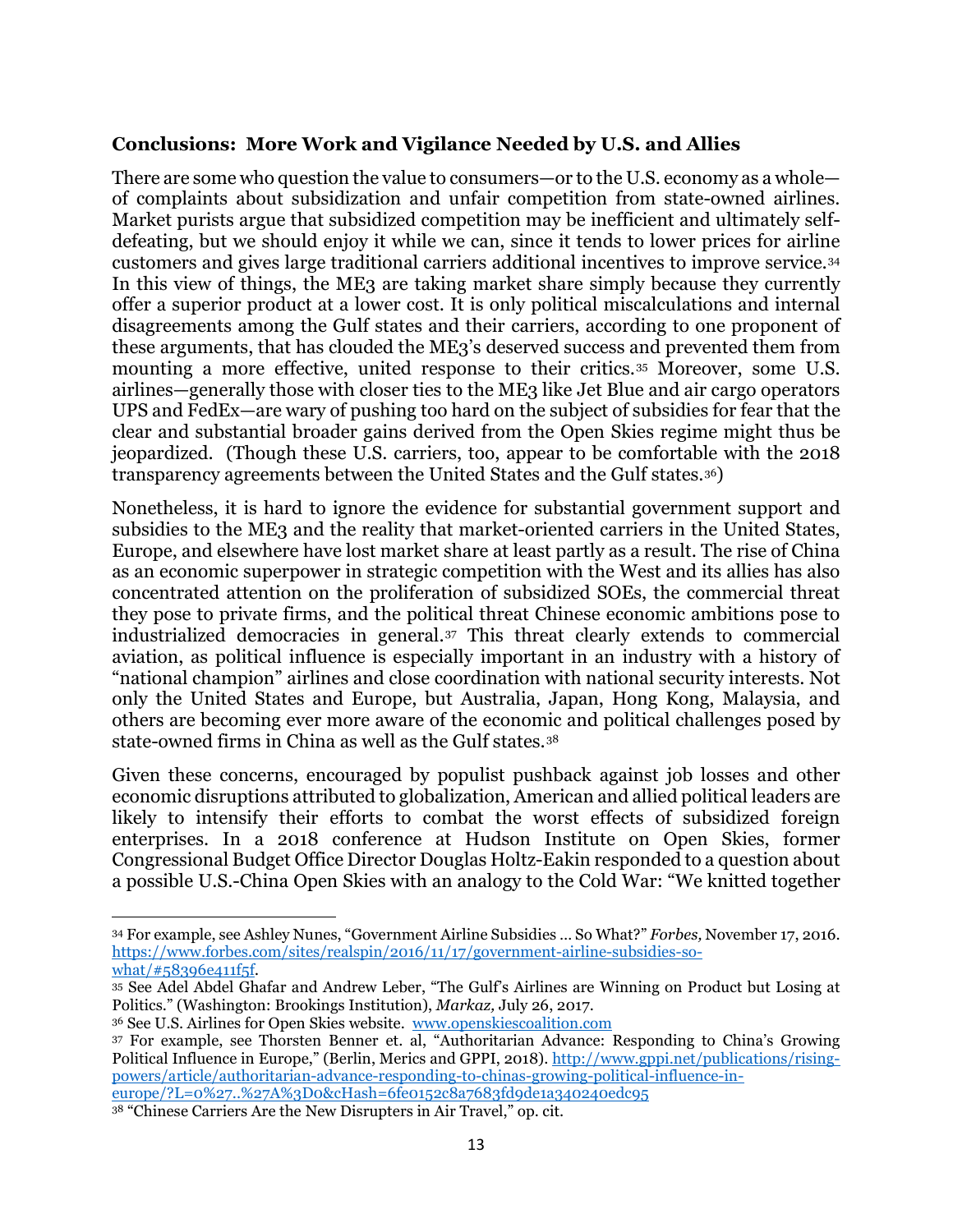**Conclusions: More Work and Vigilance Needed by U.S. and Allies**

There are some who question the value to consumers—or to the U.S. economy as a whole—of complaints about subsidization and unfair competition from state-owned airlines. Market purists argue that subsidized competition may be inefficient and ultimately self-defeating, but we should enjoy it while we can, since it tends to lower prices for airline customers and gives large traditional carriers additional incentives to improve service.[34] In this view of things, the ME3 are taking market share simply because they currently offer a superior product at a lower cost. It is only political miscalculations and internal disagreements among the Gulf states and their carriers, according to one proponent of these arguments, that has clouded the ME3's deserved success and prevented them from mounting a more effective, united response to their critics.[35] Moreover, some U.S. airlines—generally those with closer ties to the ME3 like Jet Blue and air cargo operators UPS and FedEx—are wary of pushing too hard on the subject of subsidies for fear that the clear and substantial broader gains derived from the Open Skies regime might thus be jeopardized. (Though these U.S. carriers, too, appear to be comfortable with the 2018 transparency agreements between the United States and the Gulf states.[36])

Nonetheless, it is hard to ignore the evidence for substantial government support and subsidies to the ME3 and the reality that market-oriented carriers in the United States, Europe, and elsewhere have lost market share at least partly as a result. The rise of China as an economic superpower in strategic competition with the West and its allies has also concentrated attention on the proliferation of subsidized SOEs, the commercial threat they pose to private firms, and the political threat Chinese economic ambitions pose to industrialized democracies in general.[37] This threat clearly extends to commercial aviation, as political influence is especially important in an industry with a history of "national champion" airlines and close coordination with national security interests. Not only the United States and Europe, but Australia, Japan, Hong Kong, Malaysia, and others are becoming ever more aware of the economic and political challenges posed by state-owned firms in China as well as the Gulf states.[38]

Given these concerns, encouraged by populist pushback against job losses and other economic disruptions attributed to globalization, American and allied political leaders are likely to intensify their efforts to combat the worst effects of subsidized foreign enterprises. In a 2018 conference at Hudson Institute on Open Skies, former Congressional Budget Office Director Douglas Holtz-Eakin responded to a question about a possible U.S.-China Open Skies with an analogy to the Cold War: "We knitted together

---

[34] For example, see Ashley Nunes, "Government Airline Subsidies ... So What?" *Forbes,* November 17, 2016. https://www.forbes.com/sites/realspin/2016/11/17/government-airline-subsidies-so-what/#58396e411f5f.

[35] See Adel Abdel Ghafar and Andrew Leber, "The Gulf's Airlines are Winning on Product but Losing at Politics." (Washington: Brookings Institution), *Markaz,* July 26, 2017.

[36] See U.S. Airlines for Open Skies website. www.openskiescoalition.com

[37] For example, see Thorsten Benner et. al, "Authoritarian Advance: Responding to China's Growing Political Influence in Europe," (Berlin, Merics and GPPI, 2018). http://www.gppi.net/publications/rising-powers/article/authoritarian-advance-responding-to-chinas-growing-political-influence-in-europe/?L=0%27..%27A%3D0&cHash=6fe0152c8a7683fd9de1a340240edc95

[38] "Chinese Carriers Are the New Disrupters in Air Travel," op. cit.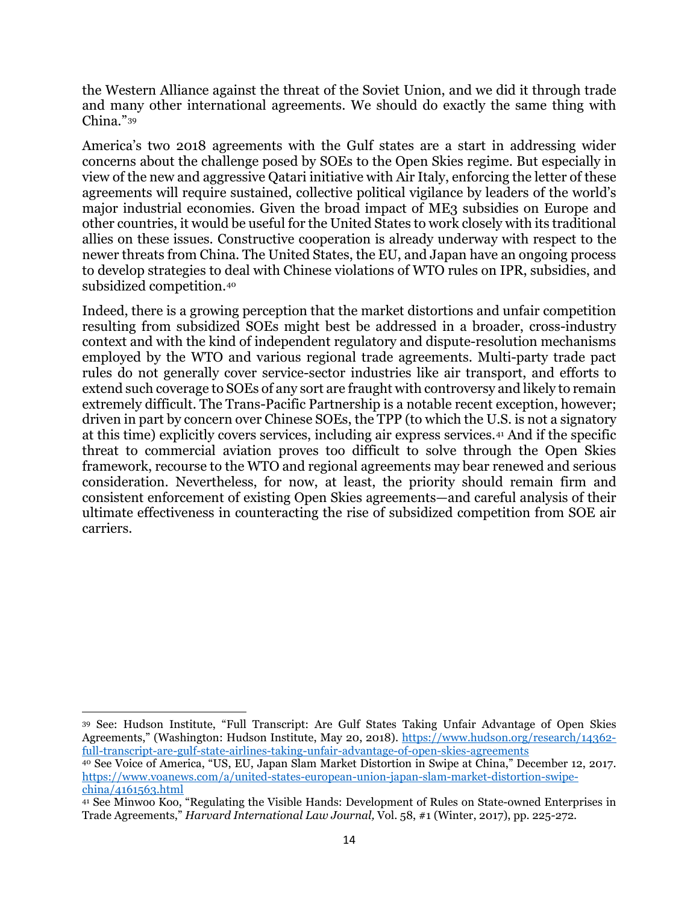the Western Alliance against the threat of the Soviet Union, and we did it through trade and many other international agreements. We should do exactly the same thing with China."[39]

America's two 2018 agreements with the Gulf states are a start in addressing wider concerns about the challenge posed by SOEs to the Open Skies regime. But especially in view of the new and aggressive Qatari initiative with Air Italy, enforcing the letter of these agreements will require sustained, collective political vigilance by leaders of the world's major industrial economies. Given the broad impact of ME3 subsidies on Europe and other countries, it would be useful for the United States to work closely with its traditional allies on these issues. Constructive cooperation is already underway with respect to the newer threats from China. The United States, the EU, and Japan have an ongoing process to develop strategies to deal with Chinese violations of WTO rules on IPR, subsidies, and subsidized competition.[40]

Indeed, there is a growing perception that the market distortions and unfair competition resulting from subsidized SOEs might best be addressed in a broader, cross-industry context and with the kind of independent regulatory and dispute-resolution mechanisms employed by the WTO and various regional trade agreements. Multi-party trade pact rules do not generally cover service-sector industries like air transport, and efforts to extend such coverage to SOEs of any sort are fraught with controversy and likely to remain extremely difficult. The Trans-Pacific Partnership is a notable recent exception, however; driven in part by concern over Chinese SOEs, the TPP (to which the U.S. is not a signatory at this time) explicitly covers services, including air express services.[41] And if the specific threat to commercial aviation proves too difficult to solve through the Open Skies framework, recourse to the WTO and regional agreements may bear renewed and serious consideration. Nevertheless, for now, at least, the priority should remain firm and consistent enforcement of existing Open Skies agreements—and careful analysis of their ultimate effectiveness in counteracting the rise of subsidized competition from SOE air carriers.

---

[39] See: Hudson Institute, "Full Transcript: Are Gulf States Taking Unfair Advantage of Open Skies Agreements," (Washington: Hudson Institute, May 20, 2018). https://www.hudson.org/research/14362-full-transcript-are-gulf-state-airlines-taking-unfair-advantage-of-open-skies-agreements

[40] See Voice of America, "US, EU, Japan Slam Market Distortion in Swipe at China," December 12, 2017. https://www.voanews.com/a/united-states-european-union-japan-slam-market-distortion-swipe-china/4161563.html

[41] See Minwoo Koo, "Regulating the Visible Hands: Development of Rules on State-owned Enterprises in Trade Agreements," *Harvard International Law Journal,* Vol. 58, #1 (Winter, 2017), pp. 225-272.